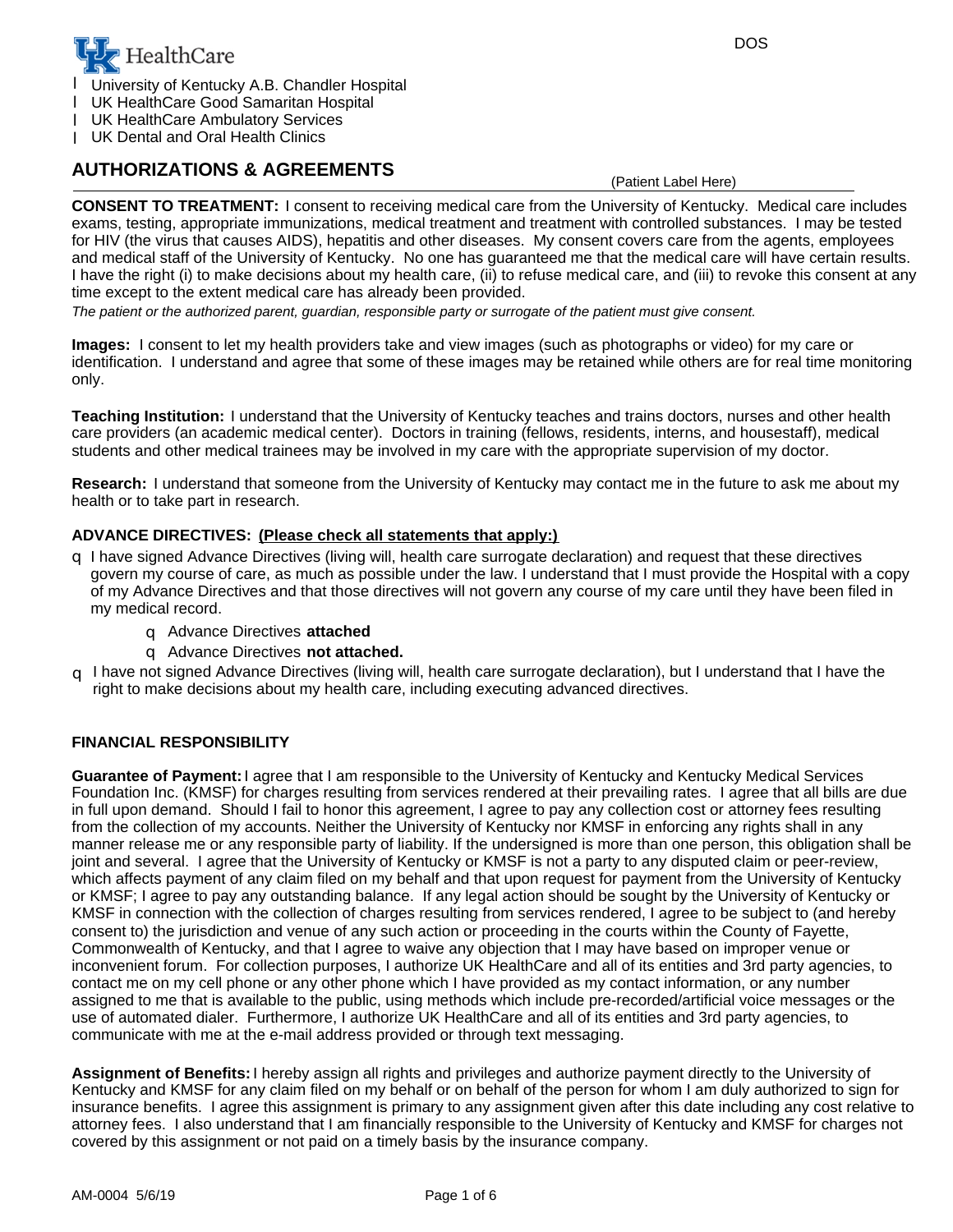DOS

- University of Kentucky A.B. Chandler Hospital
- UK HealthCare Good Samaritan Hospital
- UK HealthCare Ambulatory Services
- UK Dental and Oral Health Clinics

## AUTHORIZATIONS & AGREEMENTS

(Patient Label Here)

**CONSENT TO TREATMENT:** I consent to receiving medical care from the University of Kentucky. Medical care includes exams, testing, appropriate immunizations, medical treatment and treatment with controlled substances. I may be tested for HIV (the virus that causes AIDS), hepatitis and other diseases. My consent covers care from the agents, employees and medical staff of the University of Kentucky. No one has guaranteed me that the medical care will have certain results. I have the right (i) to make decisions about my health care, (ii) to refuse medical care, and (iii) to revoke this consent at any time except to the extent medical care has already been provided.

*The patient or the authorized parent, guardian, responsible party or surrogate of the patient must give consent.*

**Images:** I consent to let my health providers take and view images (such as photographs or video) for my care or identification. I understand and agree that some of these images may be retained while others are for real time monitoring only.

**Teaching Institution:** I understand that the University of Kentucky teaches and trains doctors, nurses and other health care providers (an academic medical center). Doctors in training (fellows, residents, interns, and housestaff), medical students and other medical trainees may be involved in my care with the appropriate supervision of my doctor.

**Research:** I understand that someone from the University of Kentucky may contact me in the future to ask me about my health or to take part in research.

**ADVANCE DIRECTIVES: <u>(Please check all statements that apply:)</u>**

- ☐ I have signed Advance Directives (living will, health care surrogate declaration) and request that these directives govern my course of care, as much as possible under the law. I understand that I must provide the Hospital with a copy of my Advance Directives and that those directives will not govern any course of my care until they have been filed in my medical record.
  - ☐ Advance Directives **attached**
  - ☐ Advance Directives **not attached.**
- ☐ I have not signed Advance Directives (living will, health care surrogate declaration), but I understand that I have the right to make decisions about my health care, including executing advanced directives.

**FINANCIAL RESPONSIBILITY**

**Guarantee of Payment:** I agree that I am responsible to the University of Kentucky and Kentucky Medical Services Foundation Inc. (KMSF) for charges resulting from services rendered at their prevailing rates. I agree that all bills are due in full upon demand. Should I fail to honor this agreement, I agree to pay any collection cost or attorney fees resulting from the collection of my accounts. Neither the University of Kentucky nor KMSF in enforcing any rights shall in any manner release me or any responsible party of liability. If the undersigned is more than one person, this obligation shall be joint and several. I agree that the University of Kentucky or KMSF is not a party to any disputed claim or peer-review, which affects payment of any claim filed on my behalf and that upon request for payment from the University of Kentucky or KMSF; I agree to pay any outstanding balance. If any legal action should be sought by the University of Kentucky or KMSF in connection with the collection of charges resulting from services rendered, I agree to be subject to (and hereby consent to) the jurisdiction and venue of any such action or proceeding in the courts within the County of Fayette, Commonwealth of Kentucky, and that I agree to waive any objection that I may have based on improper venue or inconvenient forum. For collection purposes, I authorize UK HealthCare and all of its entities and 3rd party agencies, to contact me on my cell phone or any other phone which I have provided as my contact information, or any number assigned to me that is available to the public, using methods which include pre-recorded/artificial voice messages or the use of automated dialer. Furthermore, I authorize UK HealthCare and all of its entities and 3rd party agencies, to communicate with me at the e-mail address provided or through text messaging.

**Assignment of Benefits:** I hereby assign all rights and privileges and authorize payment directly to the University of Kentucky and KMSF for any claim filed on my behalf or on behalf of the person for whom I am duly authorized to sign for insurance benefits. I agree this assignment is primary to any assignment given after this date including any cost relative to attorney fees. I also understand that I am financially responsible to the University of Kentucky and KMSF for charges not covered by this assignment or not paid on a timely basis by the insurance company.

AM-0004 5/6/19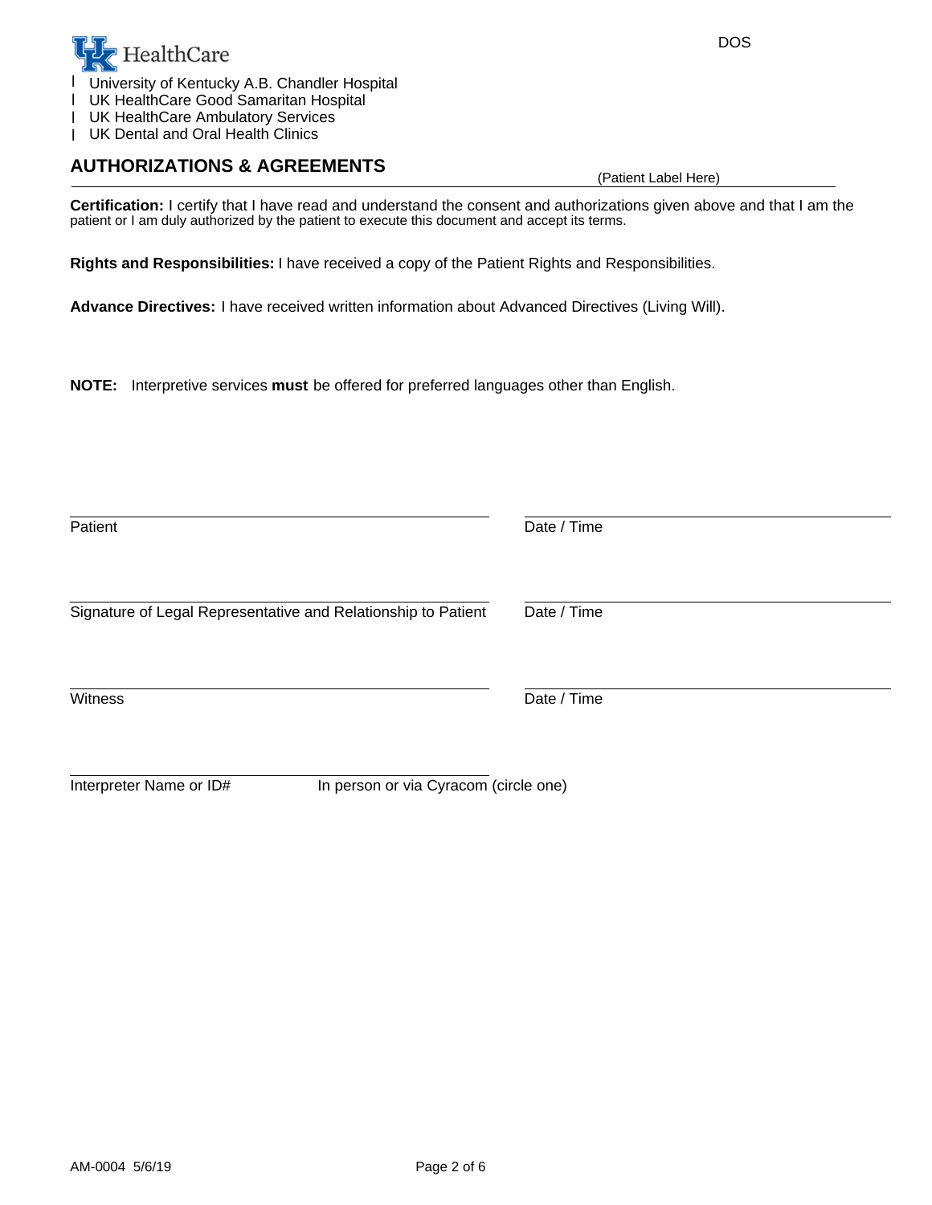DOS

UK HealthCare

- University of Kentucky A.B. Chandler Hospital
- UK HealthCare Good Samaritan Hospital
- UK HealthCare Ambulatory Services
- UK Dental and Oral Health Clinics

## AUTHORIZATIONS & AGREEMENTS

(Patient Label Here)

**Certification:** I certify that I have read and understand the consent and authorizations given above and that I am the patient or I am duly authorized by the patient to execute this document and accept its terms.

**Rights and Responsibilities:** I have received a copy of the Patient Rights and Responsibilities.

**Advance Directives:** I have received written information about Advanced Directives (Living Will).

**NOTE:** Interpretive services **must** be offered for preferred languages other than English.

\_\_\_\_\_\_\_\_\_\_\_\_\_\_\_\_\_\_\_\_\_\_\_\_\_\_\_\_\_\_\_\_\_\_\_\_ \_\_\_\_\_\_\_\_\_\_\_\_\_\_\_\_\_\_\_\_\_\_\_\_\_\_\_\_\_\_\_\_

Patient | Date / Time

\_\_\_\_\_\_\_\_\_\_\_\_\_\_\_\_\_\_\_\_\_\_\_\_\_\_\_\_\_\_\_\_\_\_\_\_ \_\_\_\_\_\_\_\_\_\_\_\_\_\_\_\_\_\_\_\_\_\_\_\_\_\_\_\_\_\_\_\_

Signature of Legal Representative and Relationship to Patient | Date / Time

\_\_\_\_\_\_\_\_\_\_\_\_\_\_\_\_\_\_\_\_\_\_\_\_\_\_\_\_\_\_\_\_\_\_\_\_ \_\_\_\_\_\_\_\_\_\_\_\_\_\_\_\_\_\_\_\_\_\_\_\_\_\_\_\_\_\_\_\_

Witness | Date / Time

\_\_\_\_\_\_\_\_\_\_\_\_\_\_\_\_\_\_\_\_\_\_\_\_\_\_\_\_\_\_\_\_\_\_\_\_

Interpreter Name or ID# In person or via Cyracom (circle one)

AM-0004 5/6/19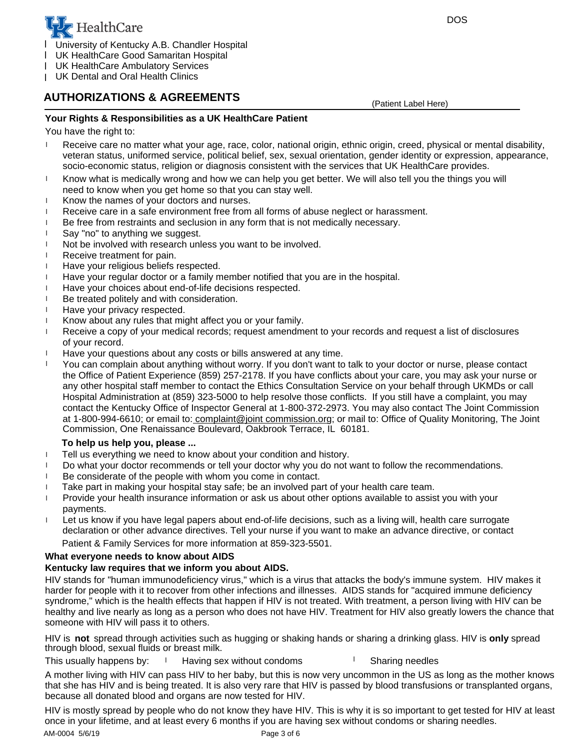UK HealthCare

- University of Kentucky A.B. Chandler Hospital
- UK HealthCare Good Samaritan Hospital
- UK HealthCare Ambulatory Services
- UK Dental and Oral Health Clinics

DOS

## AUTHORIZATIONS & AGREEMENTS

(Patient Label Here)

**Your Rights & Responsibilities as a UK HealthCare Patient**

You have the right to:

- Receive care no matter what your age, race, color, national origin, ethnic origin, creed, physical or mental disability, veteran status, uniformed service, political belief, sex, sexual orientation, gender identity or expression, appearance, socio-economic status, religion or diagnosis consistent with the services that UK HealthCare provides.
- Know what is medically wrong and how we can help you get better. We will also tell you the things you will need to know when you get home so that you can stay well.
- Know the names of your doctors and nurses.
- Receive care in a safe environment free from all forms of abuse neglect or harassment.
- Be free from restraints and seclusion in any form that is not medically necessary.
- Say "no" to anything we suggest.
- Not be involved with research unless you want to be involved.
- Receive treatment for pain.
- Have your religious beliefs respected.
- Have your regular doctor or a family member notified that you are in the hospital.
- Have your choices about end-of-life decisions respected.
- Be treated politely and with consideration.
- Have your privacy respected.
- Know about any rules that might affect you or your family.
- Receive a copy of your medical records; request amendment to your records and request a list of disclosures of your record.
- Have your questions about any costs or bills answered at any time.
- You can complain about anything without worry. If you don't want to talk to your doctor or nurse, please contact the Office of Patient Experience (859) 257-2178. If you have conflicts about your care, you may ask your nurse or any other hospital staff member to contact the Ethics Consultation Service on your behalf through UKMDs or call Hospital Administration at (859) 323-5000 to help resolve those conflicts. If you still have a complaint, you may contact the Kentucky Office of Inspector General at 1-800-372-2973. You may also contact The Joint Commission at 1-800-994-6610; or email to: complaint@joint commission.org; or mail to: Office of Quality Monitoring, The Joint Commission, One Renaissance Boulevard, Oakbrook Terrace, IL 60181.

**To help us help you, please ...**

- Tell us everything we need to know about your condition and history.
- Do what your doctor recommends or tell your doctor why you do not want to follow the recommendations.
- Be considerate of the people with whom you come in contact.
- Take part in making your hospital stay safe; be an involved part of your health care team.
- Provide your health insurance information or ask us about other options available to assist you with your payments.
- Let us know if you have legal papers about end-of-life decisions, such as a living will, health care surrogate declaration or other advance directives. Tell your nurse if you want to make an advance directive, or contact Patient & Family Services for more information at 859-323-5501.

**What everyone needs to know about AIDS**

**Kentucky law requires that we inform you about AIDS.**

HIV stands for "human immunodeficiency virus," which is a virus that attacks the body's immune system. HIV makes it harder for people with it to recover from other infections and illnesses. AIDS stands for "acquired immune deficiency syndrome," which is the health effects that happen if HIV is not treated. With treatment, a person living with HIV can be healthy and live nearly as long as a person who does not have HIV. Treatment for HIV also greatly lowers the chance that someone with HIV will pass it to others.

HIV is **not** spread through activities such as hugging or shaking hands or sharing a drinking glass. HIV is **only** spread through blood, sexual fluids or breast milk.

This usually happens by:

- Having sex without condoms
- Sharing needles

A mother living with HIV can pass HIV to her baby, but this is now very uncommon in the US as long as the mother knows that she has HIV and is being treated. It is also very rare that HIV is passed by blood transfusions or transplanted organs, because all donated blood and organs are now tested for HIV.

HIV is mostly spread by people who do not know they have HIV. This is why it is so important to get tested for HIV at least once in your lifetime, and at least every 6 months if you are having sex without condoms or sharing needles.

AM-0004 5/6/19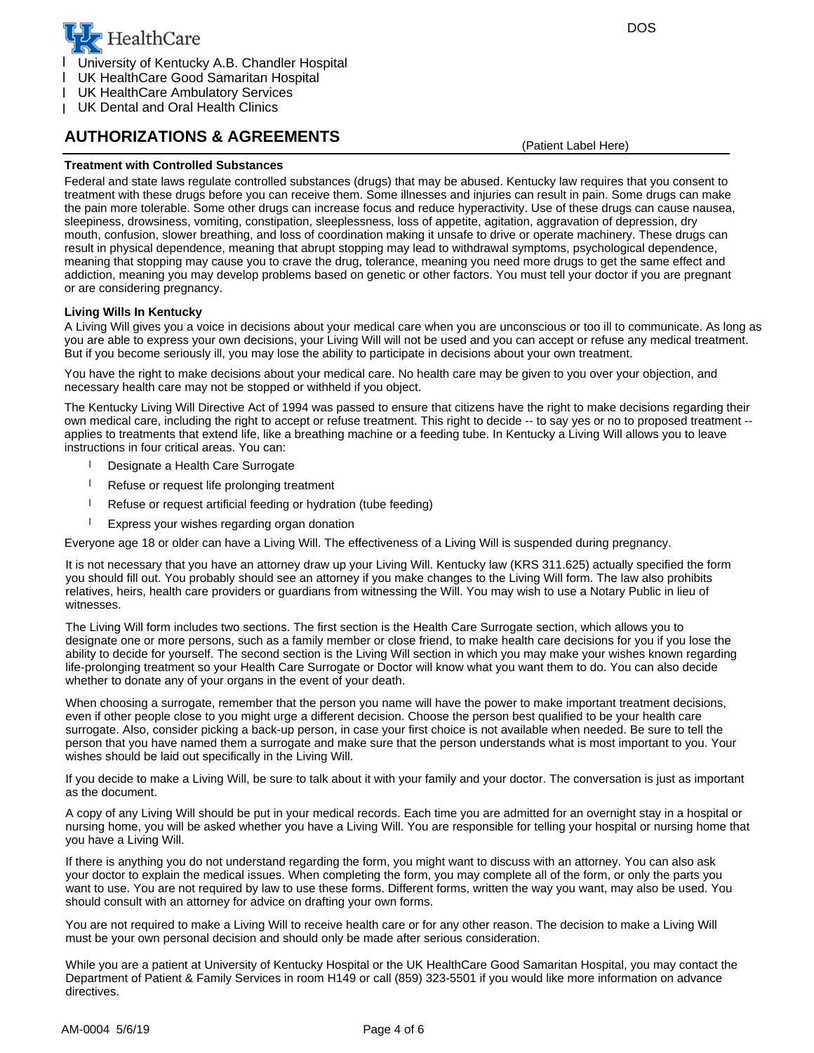UK HealthCare

- University of Kentucky A.B. Chandler Hospital
- UK HealthCare Good Samaritan Hospital
- UK HealthCare Ambulatory Services
- UK Dental and Oral Health Clinics

DOS

## AUTHORIZATIONS & AGREEMENTS

(Patient Label Here)

**Treatment with Controlled Substances**

Federal and state laws regulate controlled substances (drugs) that may be abused. Kentucky law requires that you consent to treatment with these drugs before you can receive them. Some illnesses and injuries can result in pain. Some drugs can make the pain more tolerable. Some other drugs can increase focus and reduce hyperactivity. Use of these drugs can cause nausea, sleepiness, drowsiness, vomiting, constipation, sleeplessness, loss of appetite, agitation, aggravation of depression, dry mouth, confusion, slower breathing, and loss of coordination making it unsafe to drive or operate machinery. These drugs can result in physical dependence, meaning that abrupt stopping may lead to withdrawal symptoms, psychological dependence, meaning that stopping may cause you to crave the drug, tolerance, meaning you need more drugs to get the same effect and addiction, meaning you may develop problems based on genetic or other factors. You must tell your doctor if you are pregnant or are considering pregnancy.

**Living Wills In Kentucky**

A Living Will gives you a voice in decisions about your medical care when you are unconscious or too ill to communicate. As long as you are able to express your own decisions, your Living Will will not be used and you can accept or refuse any medical treatment. But if you become seriously ill, you may lose the ability to participate in decisions about your own treatment.

You have the right to make decisions about your medical care. No health care may be given to you over your objection, and necessary health care may not be stopped or withheld if you object.

The Kentucky Living Will Directive Act of 1994 was passed to ensure that citizens have the right to make decisions regarding their own medical care, including the right to accept or refuse treatment. This right to decide -- to say yes or no to proposed treatment -- applies to treatments that extend life, like a breathing machine or a feeding tube. In Kentucky a Living Will allows you to leave instructions in four critical areas. You can:

- Designate a Health Care Surrogate
- Refuse or request life prolonging treatment
- Refuse or request artificial feeding or hydration (tube feeding)
- Express your wishes regarding organ donation

Everyone age 18 or older can have a Living Will. The effectiveness of a Living Will is suspended during pregnancy.

It is not necessary that you have an attorney draw up your Living Will. Kentucky law (KRS 311.625) actually specified the form you should fill out. You probably should see an attorney if you make changes to the Living Will form. The law also prohibits relatives, heirs, health care providers or guardians from witnessing the Will. You may wish to use a Notary Public in lieu of witnesses.

The Living Will form includes two sections. The first section is the Health Care Surrogate section, which allows you to designate one or more persons, such as a family member or close friend, to make health care decisions for you if you lose the ability to decide for yourself. The second section is the Living Will section in which you may make your wishes known regarding life-prolonging treatment so your Health Care Surrogate or Doctor will know what you want them to do. You can also decide whether to donate any of your organs in the event of your death.

When choosing a surrogate, remember that the person you name will have the power to make important treatment decisions, even if other people close to you might urge a different decision. Choose the person best qualified to be your health care surrogate. Also, consider picking a back-up person, in case your first choice is not available when needed. Be sure to tell the person that you have named them a surrogate and make sure that the person understands what is most important to you. Your wishes should be laid out specifically in the Living Will.

If you decide to make a Living Will, be sure to talk about it with your family and your doctor. The conversation is just as important as the document.

A copy of any Living Will should be put in your medical records. Each time you are admitted for an overnight stay in a hospital or nursing home, you will be asked whether you have a Living Will. You are responsible for telling your hospital or nursing home that you have a Living Will.

If there is anything you do not understand regarding the form, you might want to discuss with an attorney. You can also ask your doctor to explain the medical issues. When completing the form, you may complete all of the form, or only the parts you want to use. You are not required by law to use these forms. Different forms, written the way you want, may also be used. You should consult with an attorney for advice on drafting your own forms.

You are not required to make a Living Will to receive health care or for any other reason. The decision to make a Living Will must be your own personal decision and should only be made after serious consideration.

While you are a patient at University of Kentucky Hospital or the UK HealthCare Good Samaritan Hospital, you may contact the Department of Patient & Family Services in room H149 or call (859) 323-5501 if you would like more information on advance directives.

AM-0004 5/6/19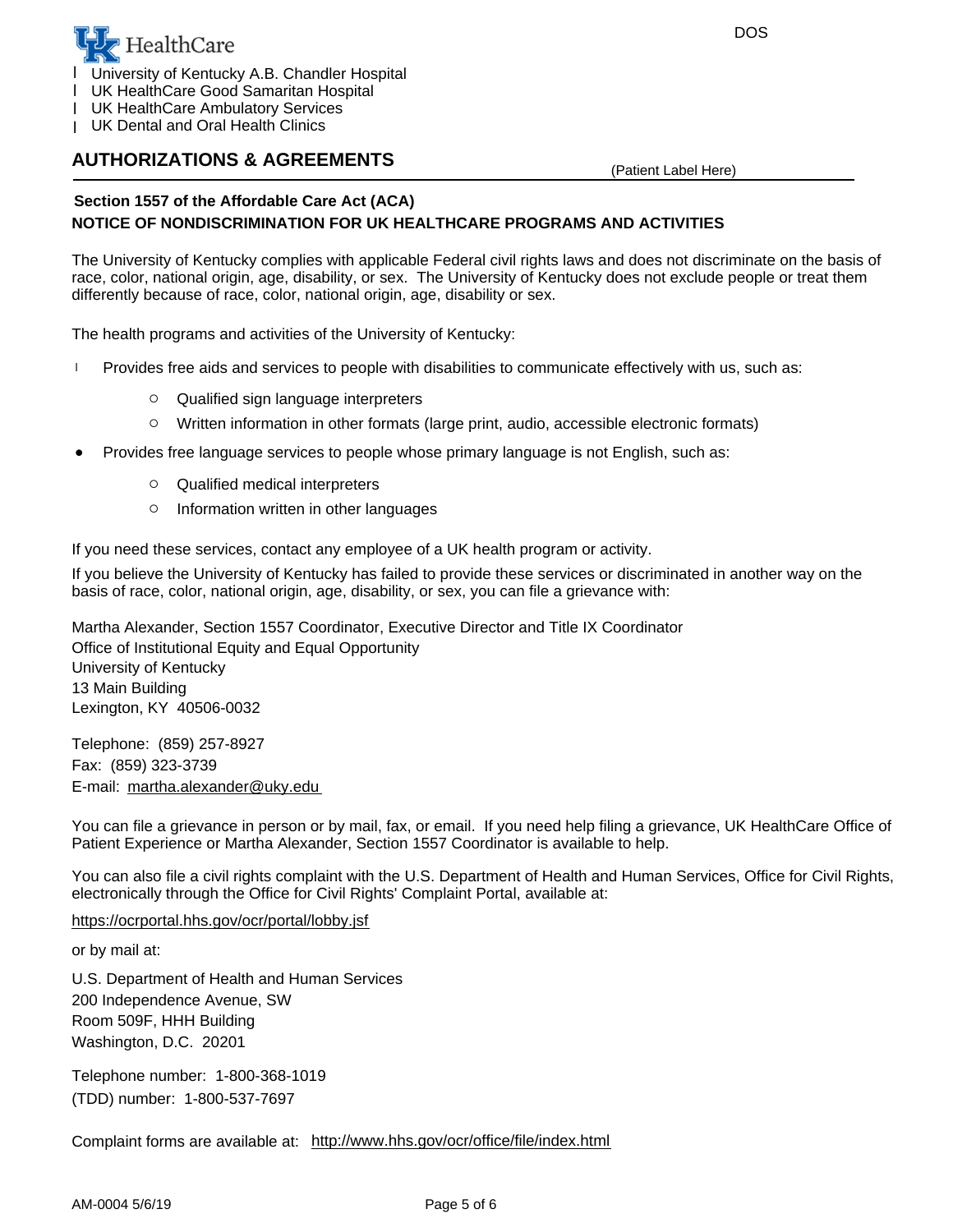UK HealthCare

- University of Kentucky A.B. Chandler Hospital
- UK HealthCare Good Samaritan Hospital
- UK HealthCare Ambulatory Services
- UK Dental and Oral Health Clinics

DOS

## AUTHORIZATIONS & AGREEMENTS

(Patient Label Here)

**Section 1557 of the Affordable Care Act (ACA)**

**NOTICE OF NONDISCRIMINATION FOR UK HEALTHCARE PROGRAMS AND ACTIVITIES**

The University of Kentucky complies with applicable Federal civil rights laws and does not discriminate on the basis of race, color, national origin, age, disability, or sex. The University of Kentucky does not exclude people or treat them differently because of race, color, national origin, age, disability or sex.

The health programs and activities of the University of Kentucky:

- Provides free aids and services to people with disabilities to communicate effectively with us, such as:
  - Qualified sign language interpreters
  - Written information in other formats (large print, audio, accessible electronic formats)
- Provides free language services to people whose primary language is not English, such as:
  - Qualified medical interpreters
  - Information written in other languages

If you need these services, contact any employee of a UK health program or activity.

If you believe the University of Kentucky has failed to provide these services or discriminated in another way on the basis of race, color, national origin, age, disability, or sex, you can file a grievance with:

Martha Alexander, Section 1557 Coordinator, Executive Director and Title IX Coordinator
Office of Institutional Equity and Equal Opportunity
University of Kentucky
13 Main Building
Lexington, KY 40506-0032

Telephone: (859) 257-8927
Fax: (859) 323-3739
E-mail: martha.alexander@uky.edu

You can file a grievance in person or by mail, fax, or email. If you need help filing a grievance, UK HealthCare Office of Patient Experience or Martha Alexander, Section 1557 Coordinator is available to help.

You can also file a civil rights complaint with the U.S. Department of Health and Human Services, Office for Civil Rights, electronically through the Office for Civil Rights' Complaint Portal, available at:

https://ocrportal.hhs.gov/ocr/portal/lobby.jsf

or by mail at:

U.S. Department of Health and Human Services
200 Independence Avenue, SW
Room 509F, HHH Building
Washington, D.C. 20201

Telephone number: 1-800-368-1019
(TDD) number: 1-800-537-7697

Complaint forms are available at: http://www.hhs.gov/ocr/office/file/index.html

AM-0004 5/6/19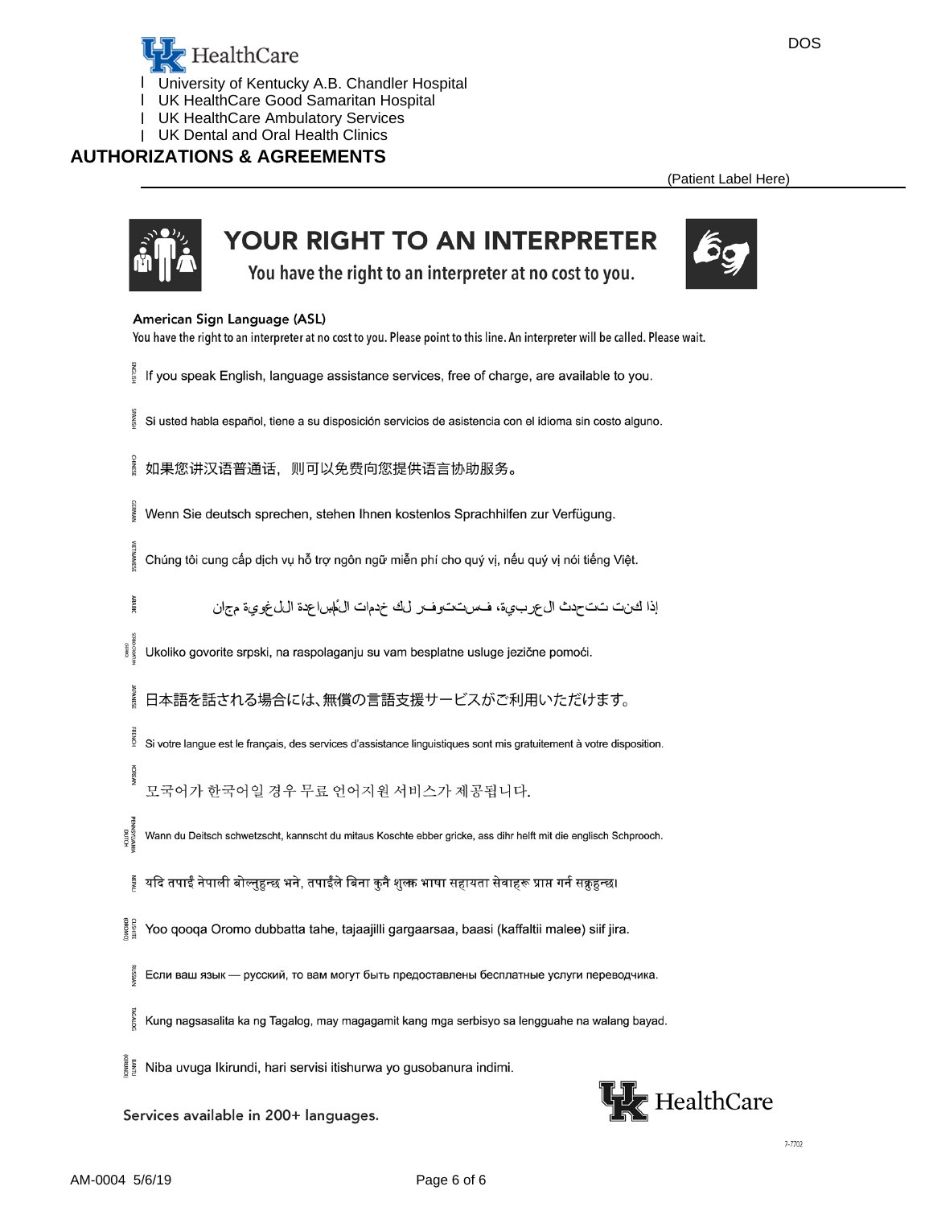UK HealthCare

- University of Kentucky A.B. Chandler Hospital
- UK HealthCare Good Samaritan Hospital
- UK HealthCare Ambulatory Services
- UK Dental and Oral Health Clinics

DOS

## AUTHORIZATIONS & AGREEMENTS

(Patient Label Here)

# YOUR RIGHT TO AN INTERPRETER

You have the right to an interpreter at no cost to you.

**American Sign Language (ASL)**

You have the right to an interpreter at no cost to you. Please point to this line. An interpreter will be called. Please wait.

ENGLISH If you speak English, language assistance services, free of charge, are available to you.

SPANISH Si usted habla español, tiene a su disposición servicios de asistencia con el idioma sin costo alguno.

CHINESE 如果您讲汉语普通话，则可以免费向您提供语言协助服务。

GERMAN Wenn Sie deutsch sprechen, stehen Ihnen kostenlos Sprachhilfen zur Verfügung.

VIETNAMESE Chúng tôi cung cấp dịch vụ hỗ trợ ngôn ngữ miễn phí cho quý vị, nếu quý vị nói tiếng Việt.

ARABIC إذا كنت تتحدث العربية، فستتوفر لك خدمات المساعدة اللغوية مجان

SERBO-CROATIAN (SERBIAN) Ukoliko govorite srpski, na raspolaganju su vam besplatne usluge jezične pomoći.

JAPANESE 日本語を話される場合には、無償の言語支援サービスがご利用いただけます。

FRENCH Si votre langue est le français, des services d'assistance linguistiques sont mis gratuitement à votre disposition.

KOREAN 모국어가 한국어일 경우 무료 언어지원 서비스가 제공됩니다.

PENNSYLVANIA DUTCH Wann du Deitsch schwetzscht, kannscht du mitaus Koschte ebber gricke, ass dihr helft mit die englisch Schprooch.

NEPALI यदि तपाईं नेपाली बोल्नुहुन्छ भने, तपाईंले बिना कुनै शुल्क भाषा सहायता सेवाहरू प्राप्त गर्न सक्नुहुन्छ।

CUSHITE (OROMO) Yoo qooqa Oromo dubbatta tahe, tajaajilli gargaarsaa, baasi (kaffaltii malee) siif jira.

RUSSIAN Если ваш язык — русский, то вам могут быть предоставлены бесплатные услуги переводчика.

TAGALOG Kung nagsasalita ka ng Tagalog, may magagamit kang mga serbisyo sa lengguahe na walang bayad.

BANTU (KIRUNDI) Niba uvuga Ikirundi, hari servisi itishurwa yo gusobanura indimi.

Services available in 200+ languages.

UK HealthCare

7-7702

AM-0004 5/6/19